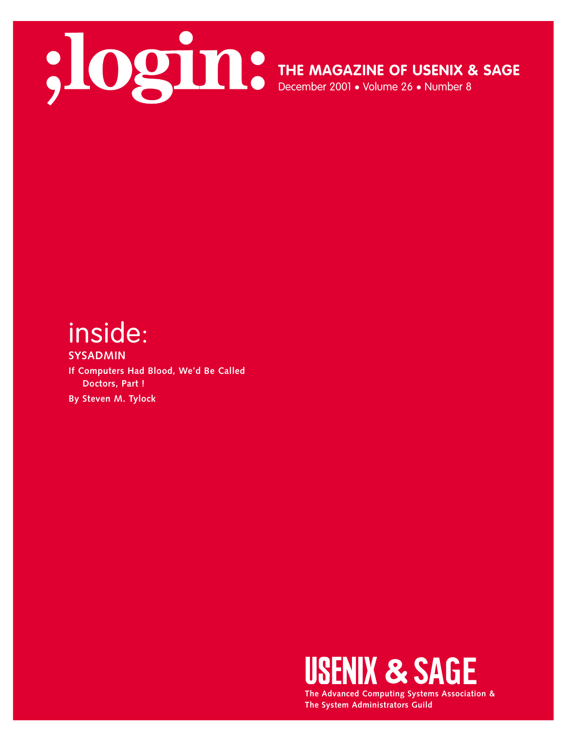# ;login:

**THE MAGAZINE OF USENIX & SAGE**

December 2001 • Volume 26 • Number 8

## inside:

**SYSADMIN**

**If Computers Had Blood, We'd Be Called Doctors, Part !**

**By Steven M. Tylock**

**USENIX & SAGE**

**The Advanced Computing Systems Association & The System Administrators Guild**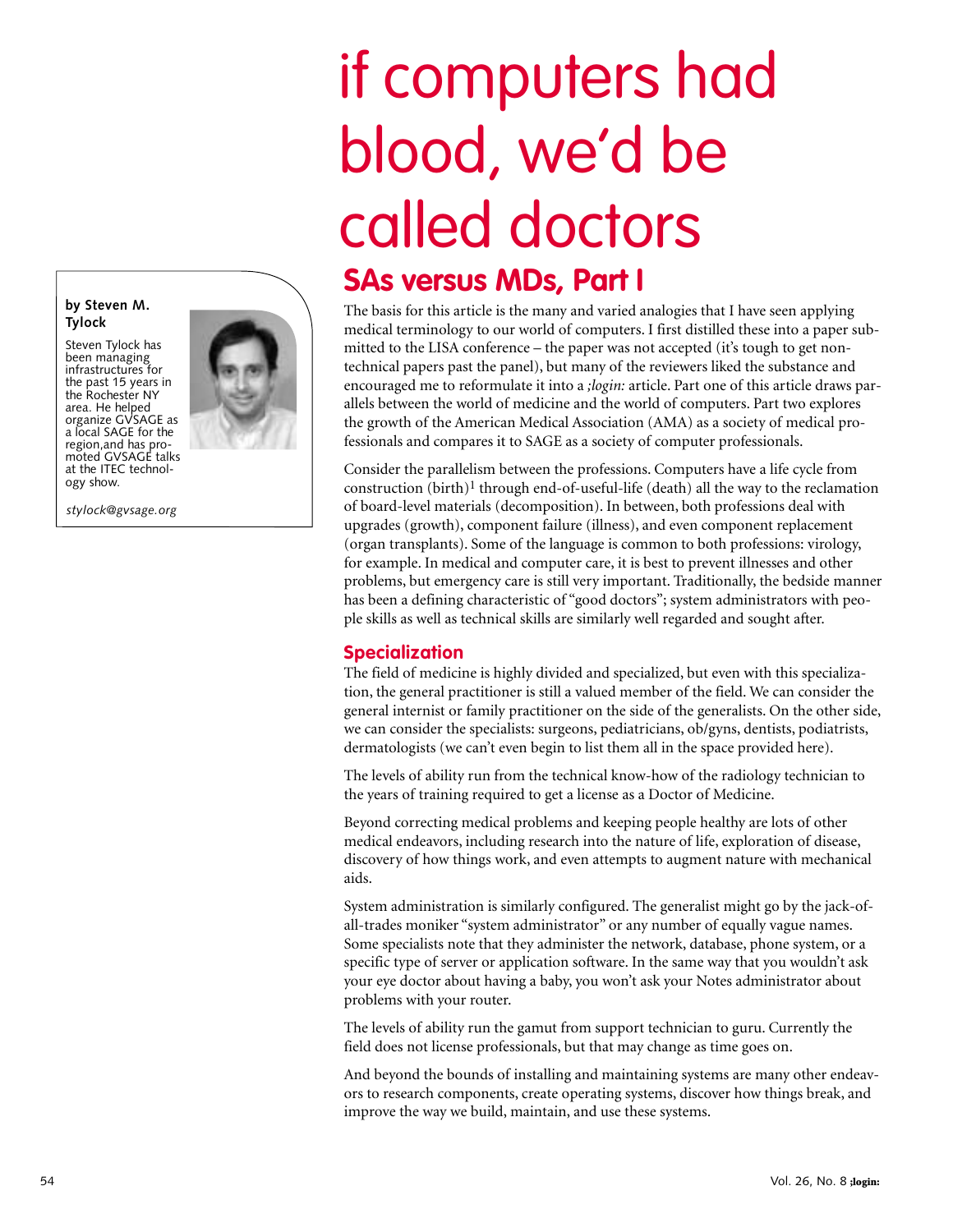# if computers had blood, we'd be called doctors

## SAs versus MDs, Part I

**by Steven M. Tylock**

Steven Tylock has been managing infrastructures for the past 15 years in the Rochester NY area. He helped organize GVSAGE as a local SAGE for the region, and has promoted GVSAGE talks at the ITEC technology show.

*stylock@gvsage.org*

The basis for this article is the many and varied analogies that I have seen applying medical terminology to our world of computers. I first distilled these into a paper submitted to the LISA conference – the paper was not accepted (it's tough to get non-technical papers past the panel), but many of the reviewers liked the substance and encouraged me to reformulate it into a *;login:* article. Part one of this article draws parallels between the world of medicine and the world of computers. Part two explores the growth of the American Medical Association (AMA) as a society of medical professionals and compares it to SAGE as a society of computer professionals.

Consider the parallelism between the professions. Computers have a life cycle from construction (birth)[1] through end-of-useful-life (death) all the way to the reclamation of board-level materials (decomposition). In between, both professions deal with upgrades (growth), component failure (illness), and even component replacement (organ transplants). Some of the language is common to both professions: virology, for example. In medical and computer care, it is best to prevent illnesses and other problems, but emergency care is still very important. Traditionally, the bedside manner has been a defining characteristic of "good doctors"; system administrators with people skills as well as technical skills are similarly well regarded and sought after.

### Specialization

The field of medicine is highly divided and specialized, but even with this specialization, the general practitioner is still a valued member of the field. We can consider the general internist or family practitioner on the side of the generalists. On the other side, we can consider the specialists: surgeons, pediatricians, ob/gyns, dentists, podiatrists, dermatologists (we can't even begin to list them all in the space provided here).

The levels of ability run from the technical know-how of the radiology technician to the years of training required to get a license as a Doctor of Medicine.

Beyond correcting medical problems and keeping people healthy are lots of other medical endeavors, including research into the nature of life, exploration of disease, discovery of how things work, and even attempts to augment nature with mechanical aids.

System administration is similarly configured. The generalist might go by the jack-of-all-trades moniker "system administrator" or any number of equally vague names. Some specialists note that they administer the network, database, phone system, or a specific type of server or application software. In the same way that you wouldn't ask your eye doctor about having a baby, you won't ask your Notes administrator about problems with your router.

The levels of ability run the gamut from support technician to guru. Currently the field does not license professionals, but that may change as time goes on.

And beyond the bounds of installing and maintaining systems are many other endeavors to research components, create operating systems, discover how things break, and improve the way we build, maintain, and use these systems.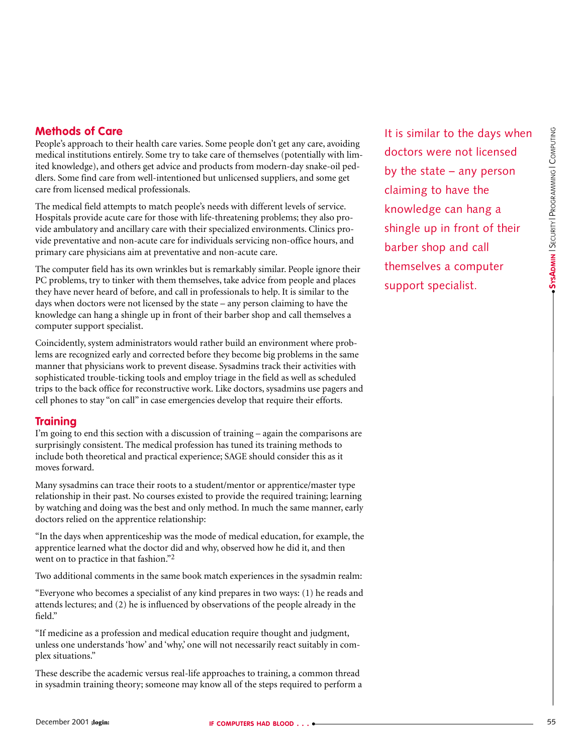## Methods of Care

People's approach to their health care varies. Some people don't get any care, avoiding medical institutions entirely. Some try to take care of themselves (potentially with limited knowledge), and others get advice and products from modern-day snake-oil peddlers. Some find care from well-intentioned but unlicensed suppliers, and some get care from licensed medical professionals.

The medical field attempts to match people's needs with different levels of service. Hospitals provide acute care for those with life-threatening problems; they also provide ambulatory and ancillary care with their specialized environments. Clinics provide preventative and non-acute care for individuals servicing non-office hours, and primary care physicians aim at preventative and non-acute care.

The computer field has its own wrinkles but is remarkably similar. People ignore their PC problems, try to tinker with them themselves, take advice from people and places they have never heard of before, and call in professionals to help. It is similar to the days when doctors were not licensed by the state – any person claiming to have the knowledge can hang a shingle up in front of their barber shop and call themselves a computer support specialist.

Coincidently, system administrators would rather build an environment where problems are recognized early and corrected before they become big problems in the same manner that physicians work to prevent disease. Sysadmins track their activities with sophisticated trouble-ticking tools and employ triage in the field as well as scheduled trips to the back office for reconstructive work. Like doctors, sysadmins use pagers and cell phones to stay "on call" in case emergencies develop that require their efforts.

## Training

I'm going to end this section with a discussion of training – again the comparisons are surprisingly consistent. The medical profession has tuned its training methods to include both theoretical and practical experience; SAGE should consider this as it moves forward.

Many sysadmins can trace their roots to a student/mentor or apprentice/master type relationship in their past. No courses existed to provide the required training; learning by watching and doing was the best and only method. In much the same manner, early doctors relied on the apprentice relationship:

"In the days when apprenticeship was the mode of medical education, for example, the apprentice learned what the doctor did and why, observed how he did it, and then went on to practice in that fashion."[2]

Two additional comments in the same book match experiences in the sysadmin realm:

"Everyone who becomes a specialist of any kind prepares in two ways: (1) he reads and attends lectures; and (2) he is influenced by observations of the people already in the field."

"If medicine as a profession and medical education require thought and judgment, unless one understands 'how' and 'why,' one will not necessarily react suitably in complex situations."

These describe the academic versus real-life approaches to training, a common thread in sysadmin training theory; someone may know all of the steps required to perform a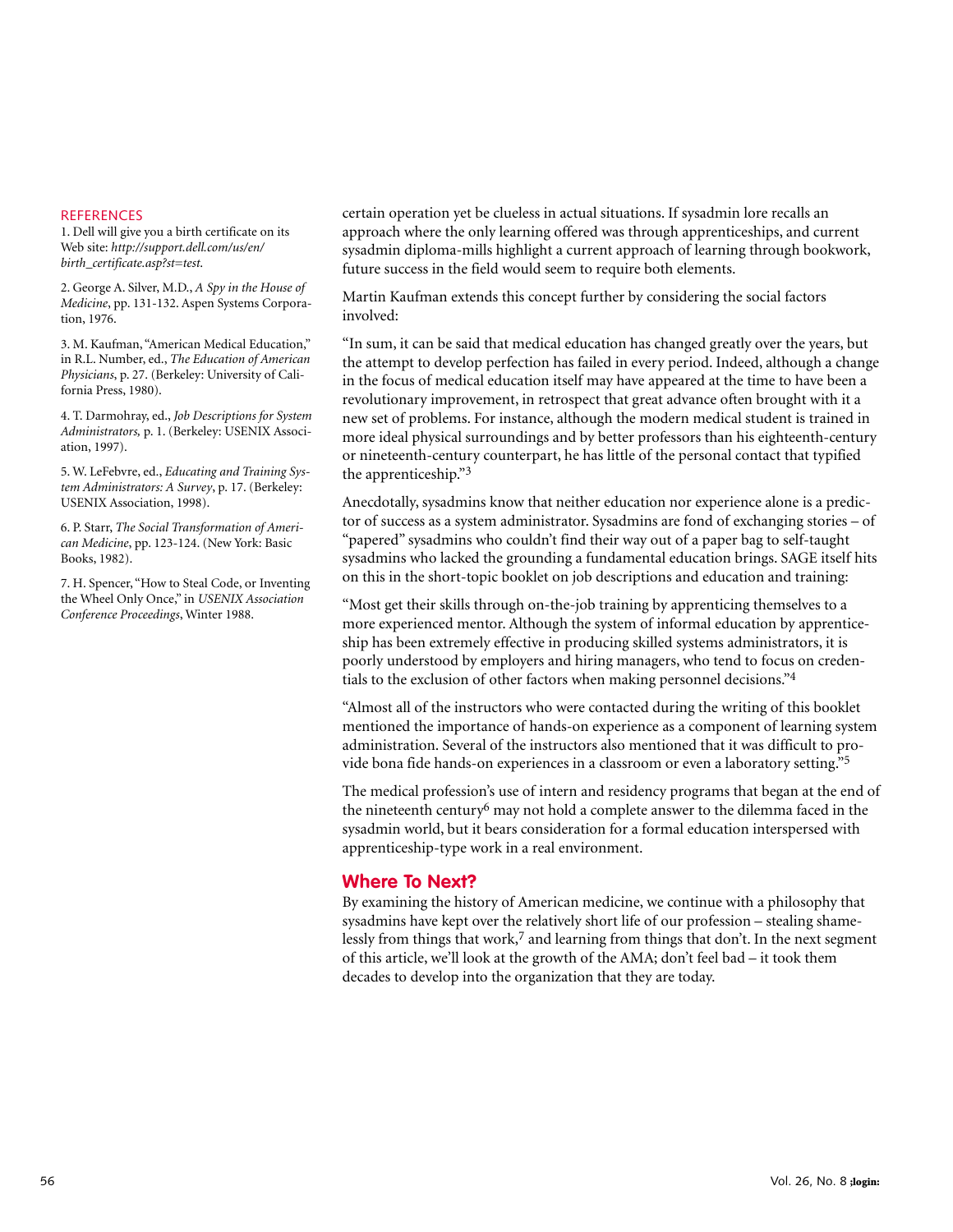certain operation yet be clueless in actual situations. If sysadmin lore recalls an approach where the only learning offered was through apprenticeships, and current sysadmin diploma-mills highlight a current approach of learning through bookwork, future success in the field would seem to require both elements.

Martin Kaufman extends this concept further by considering the social factors involved:

"In sum, it can be said that medical education has changed greatly over the years, but the attempt to develop perfection has failed in every period. Indeed, although a change in the focus of medical education itself may have appeared at the time to have been a revolutionary improvement, in retrospect that great advance often brought with it a new set of problems. For instance, although the modern medical student is trained in more ideal physical surroundings and by better professors than his eighteenth-century or nineteenth-century counterpart, he has little of the personal contact that typified the apprenticeship."[3]

Anecdotally, sysadmins know that neither education nor experience alone is a predictor of success as a system administrator. Sysadmins are fond of exchanging stories – of "papered" sysadmins who couldn't find their way out of a paper bag to self-taught sysadmins who lacked the grounding a fundamental education brings. SAGE itself hits on this in the short-topic booklet on job descriptions and education and training:

"Most get their skills through on-the-job training by apprenticing themselves to a more experienced mentor. Although the system of informal education by apprenticeship has been extremely effective in producing skilled systems administrators, it is poorly understood by employers and hiring managers, who tend to focus on credentials to the exclusion of other factors when making personnel decisions."[4]

"Almost all of the instructors who were contacted during the writing of this booklet mentioned the importance of hands-on experience as a component of learning system administration. Several of the instructors also mentioned that it was difficult to provide bona fide hands-on experiences in a classroom or even a laboratory setting."[5]

The medical profession's use of intern and residency programs that began at the end of the nineteenth century[6] may not hold a complete answer to the dilemma faced in the sysadmin world, but it bears consideration for a formal education interspersed with apprenticeship-type work in a real environment.

## Where To Next?

By examining the history of American medicine, we continue with a philosophy that sysadmins have kept over the relatively short life of our profession – stealing shamelessly from things that work,[7] and learning from things that don't. In the next segment of this article, we'll look at the growth of the AMA; don't feel bad – it took them decades to develop into the organization that they are today.

### REFERENCES

1. Dell will give you a birth certificate on its Web site: *http://support.dell.com/us/en/birth_certificate.asp?st=test.*

2. George A. Silver, M.D., *A Spy in the House of Medicine*, pp. 131-132. Aspen Systems Corporation, 1976.

3. M. Kaufman, "American Medical Education," in R.L. Number, ed., *The Education of American Physicians*, p. 27. (Berkeley: University of California Press, 1980).

4. T. Darmohray, ed., *Job Descriptions for System Administrators,* p. 1. (Berkeley: USENIX Association, 1997).

5. W. LeFebvre, ed., *Educating and Training System Administrators: A Survey*, p. 17. (Berkeley: USENIX Association, 1998).

6. P. Starr, *The Social Transformation of American Medicine*, pp. 123-124. (New York: Basic Books, 1982).

7. H. Spencer, "How to Steal Code, or Inventing the Wheel Only Once," in *USENIX Association Conference Proceedings*, Winter 1988.